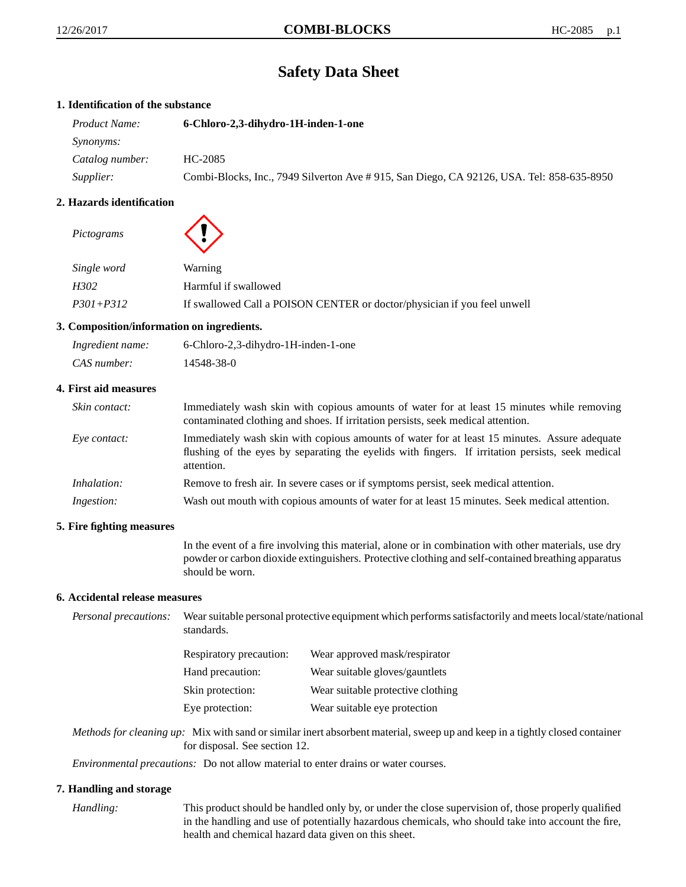# Safety Data Sheet

## 1. Identification of the substance

| | |
|---|---|
| *Product Name:* | **6-Chloro-2,3-dihydro-1H-inden-1-one** |
| *Synonyms:* | |
| *Catalog number:* | HC-2085 |
| *Supplier:* | Combi-Blocks, Inc., 7949 Silverton Ave # 915, San Diego, CA 92126, USA. Tel: 858-635-8950 |

## 2. Hazards identification

| | |
|---|---|
| *Pictograms* | |
| *Single word* | Warning |
| *H302* | Harmful if swallowed |
| *P301+P312* | If swallowed Call a POISON CENTER or doctor/physician if you feel unwell |

## 3. Composition/information on ingredients.

| | |
|---|---|
| *Ingredient name:* | 6-Chloro-2,3-dihydro-1H-inden-1-one |
| *CAS number:* | 14548-38-0 |

## 4. First aid measures

*Skin contact:* Immediately wash skin with copious amounts of water for at least 15 minutes while removing contaminated clothing and shoes. If irritation persists, seek medical attention.

*Eye contact:* Immediately wash skin with copious amounts of water for at least 15 minutes. Assure adequate flushing of the eyes by separating the eyelids with fingers. If irritation persists, seek medical attention.

*Inhalation:* Remove to fresh air. In severe cases or if symptoms persist, seek medical attention.

*Ingestion:* Wash out mouth with copious amounts of water for at least 15 minutes. Seek medical attention.

## 5. Fire fighting measures

In the event of a fire involving this material, alone or in combination with other materials, use dry powder or carbon dioxide extinguishers. Protective clothing and self-contained breathing apparatus should be worn.

## 6. Accidental release measures

*Personal precautions:* Wear suitable personal protective equipment which performs satisfactorily and meets local/state/national standards.

| | |
|---|---|
| Respiratory precaution: | Wear approved mask/respirator |
| Hand precaution: | Wear suitable gloves/gauntlets |
| Skin protection: | Wear suitable protective clothing |
| Eye protection: | Wear suitable eye protection |

*Methods for cleaning up:* Mix with sand or similar inert absorbent material, sweep up and keep in a tightly closed container for disposal. See section 12.

*Environmental precautions:* Do not allow material to enter drains or water courses.

## 7. Handling and storage

*Handling:* This product should be handled only by, or under the close supervision of, those properly qualified in the handling and use of potentially hazardous chemicals, who should take into account the fire, health and chemical hazard data given on this sheet.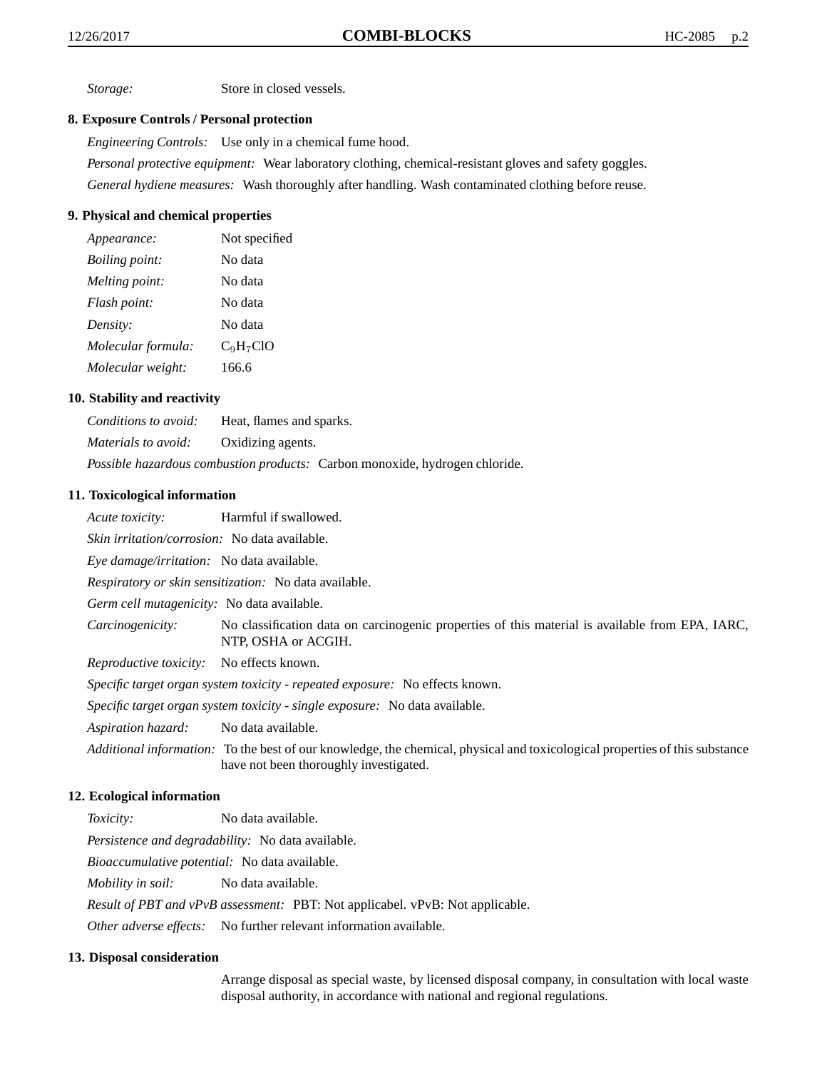*Storage:* Store in closed vessels.

## 8. Exposure Controls / Personal protection

*Engineering Controls:* Use only in a chemical fume hood.

*Personal protective equipment:* Wear laboratory clothing, chemical-resistant gloves and safety goggles.

*General hydiene measures:* Wash thoroughly after handling. Wash contaminated clothing before reuse.

## 9. Physical and chemical properties

*Appearance:* Not specified

*Boiling point:* No data

*Melting point:* No data

*Flash point:* No data

*Density:* No data

*Molecular formula:* $C_9H_7ClO$

*Molecular weight:* 166.6

## 10. Stability and reactivity

*Conditions to avoid:* Heat, flames and sparks.

*Materials to avoid:* Oxidizing agents.

*Possible hazardous combustion products:* Carbon monoxide, hydrogen chloride.

## 11. Toxicological information

*Acute toxicity:* Harmful if swallowed.

*Skin irritation/corrosion:* No data available.

*Eye damage/irritation:* No data available.

*Respiratory or skin sensitization:* No data available.

*Germ cell mutagenicity:* No data available.

*Carcinogenicity:* No classification data on carcinogenic properties of this material is available from EPA, IARC, NTP, OSHA or ACGIH.

*Reproductive toxicity:* No effects known.

*Specific target organ system toxicity - repeated exposure:* No effects known.

*Specific target organ system toxicity - single exposure:* No data available.

*Aspiration hazard:* No data available.

*Additional information:* To the best of our knowledge, the chemical, physical and toxicological properties of this substance have not been thoroughly investigated.

## 12. Ecological information

*Toxicity:* No data available.

*Persistence and degradability:* No data available.

*Bioaccumulative potential:* No data available.

*Mobility in soil:* No data available.

*Result of PBT and vPvB assessment:* PBT: Not applicabel. vPvB: Not applicable.

*Other adverse effects:* No further relevant information available.

## 13. Disposal consideration

Arrange disposal as special waste, by licensed disposal company, in consultation with local waste disposal authority, in accordance with national and regional regulations.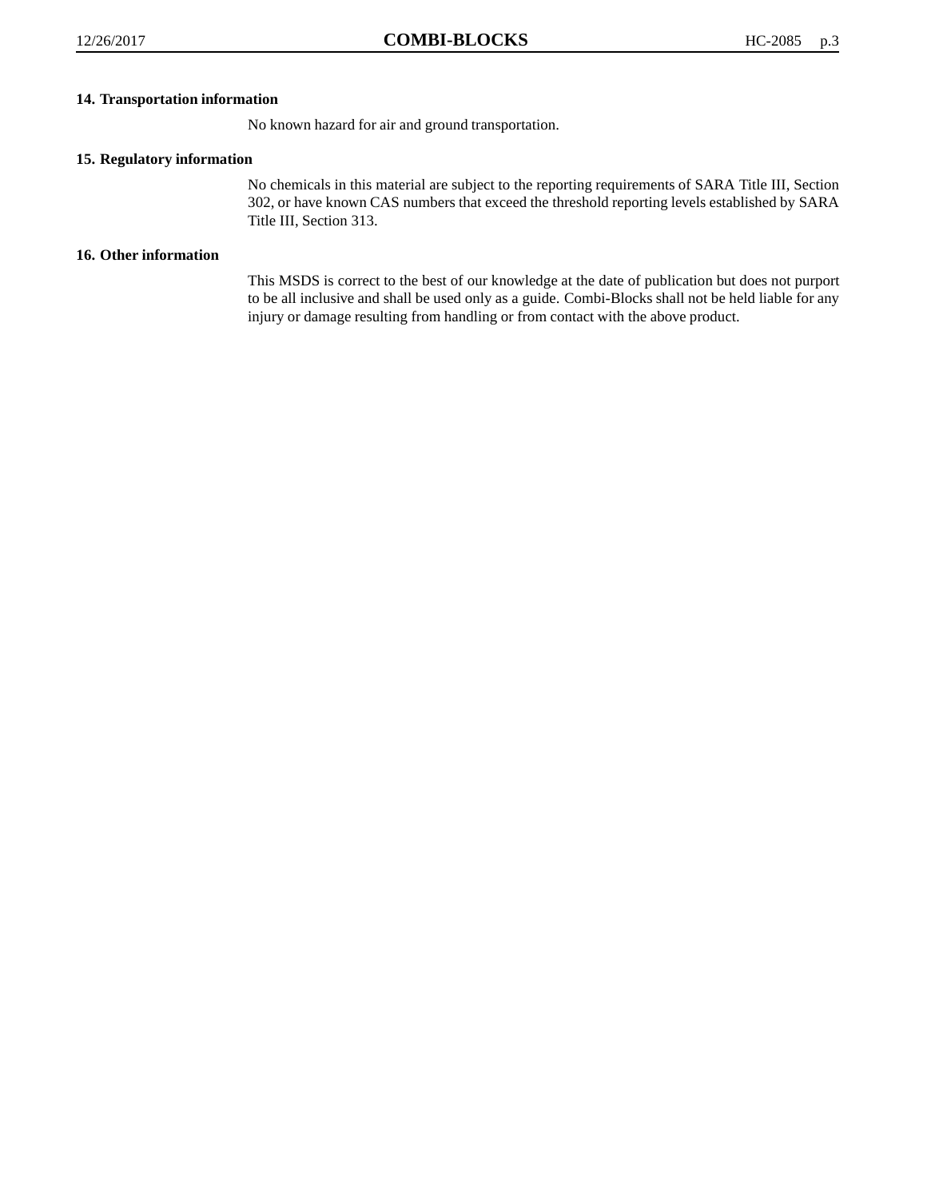## 14. Transportation information

No known hazard for air and ground transportation.

## 15. Regulatory information

No chemicals in this material are subject to the reporting requirements of SARA Title III, Section 302, or have known CAS numbers that exceed the threshold reporting levels established by SARA Title III, Section 313.

## 16. Other information

This MSDS is correct to the best of our knowledge at the date of publication but does not purport to be all inclusive and shall be used only as a guide. Combi-Blocks shall not be held liable for any injury or damage resulting from handling or from contact with the above product.